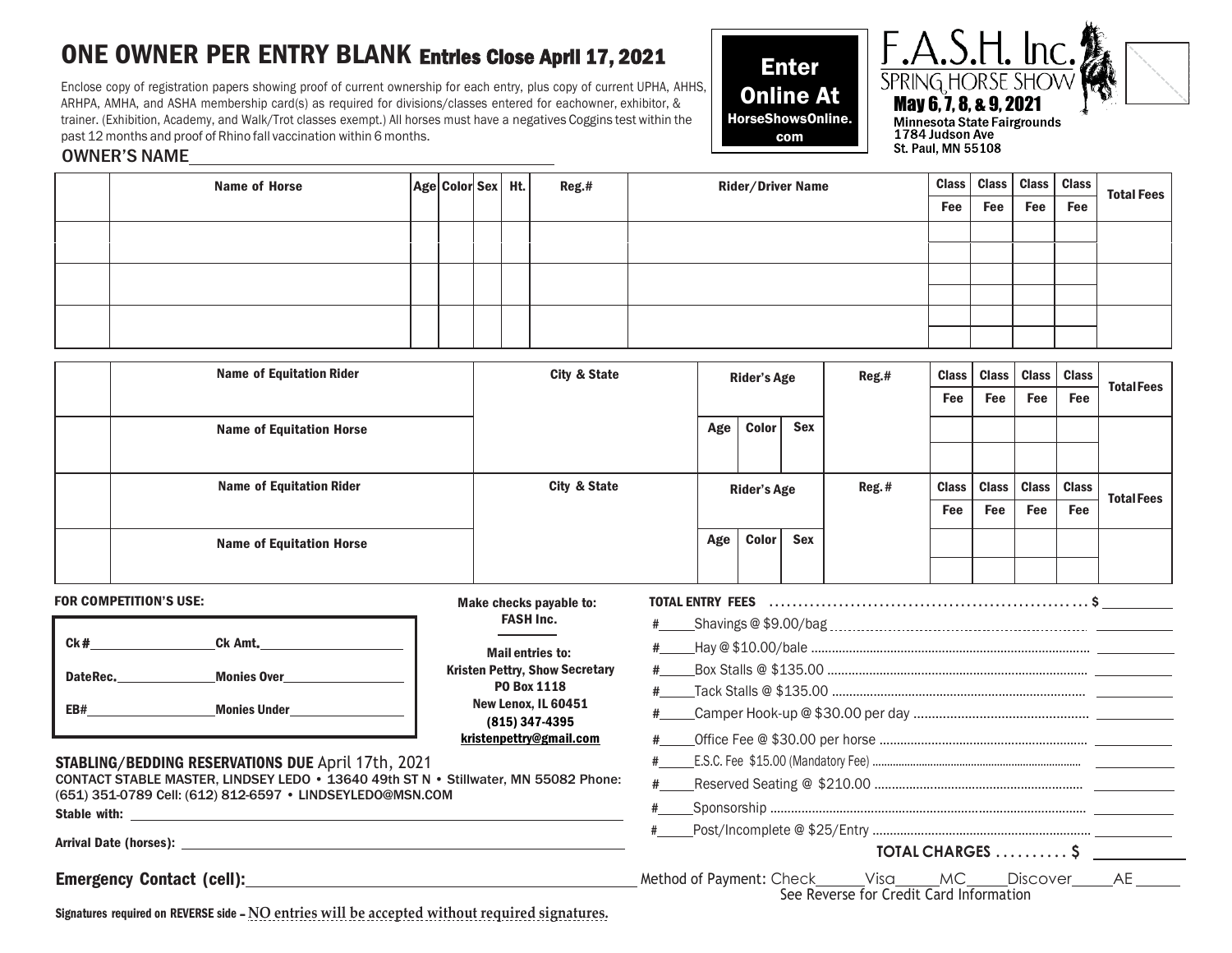# ONE OWNER PER ENTRY BLANK Entries Close April 17, 2021

Enclose copy of registration papers showing proof of current ownership for each entry, plus copy of current UPHA, AHHS, ARHPA, AMHA, and ASHA membership card(s) as required for divisions/classes entered for eachowner, exhibitor, & trainer. (Exhibition, Academy, and Walk/Trot classes exempt.) All horses must have a negatives Coggins test within the past 12 months and proof of Rhino fall vaccination within 6 months.

**Enter Online At HorseShowsOnline.com**

**F.A.S.H. Inc.**
SPRING HORSE SHOW
**May 6, 7, 8, & 9, 2021**
Minnesota State Fairgrounds
1784 Judson Ave
St. Paul, MN 55108

OWNER'S NAME ______________________________

| | Name of Horse | Age | Color | Sex | Ht. | Reg.# | Rider/Driver Name | Class Fee | Class Fee | Class Fee | Class Fee | Total Fees |
|---|---|---|---|---|---|---|---|---|---|---|---|---|
| | | | | | | | | | | | | |
| | | | | | | | | | | | | |
| | | | | | | | | | | | | |

| | Name of Equitation Rider | City & State | Rider's Age | | | Reg.# | Class Fee | Class Fee | Class Fee | Class Fee | Total Fees |
|---|---|---|---|---|---|---|---|---|---|---|---|
| | Name of Equitation Horse | | Age | Color | Sex | | | | | | |
| | Name of Equitation Rider | City & State | Rider's Age | | | Reg. # | Class Fee | Class Fee | Class Fee | Class Fee | Total Fees |
| | Name of Equitation Horse | | Age | Color | Sex | | | | | | |

**FOR COMPETITION'S USE:**

Ck# __________ Ck Amt. __________

DateRec. __________ Monies Over __________

EB# __________ Monies Under __________

**Make checks payable to: FASH Inc.**

**Mail entries to:**
**Kristen Pettry, Show Secretary**
**PO Box 1118**
**New Lenox, IL 60451**
**(815) 347-4395**
**kristenpettry@gmail.com**

**TOTAL ENTRY FEES** ........................................ $ ________

#_____Shavings @ $9.00/bag ........ ________
#_____Hay @ $10.00/bale ........ ________
#_____Box Stalls @ $135.00 ........ ________
#_____Tack Stalls @ $135.00 ........ ________
#_____Camper Hook-up @ $30.00 per day ........ ________
#_____Office Fee @ $30.00 per horse ........ ________
#_____E.S.C. Fee $15.00 (Mandatory Fee) ........ ________
#_____Reserved Seating @ $210.00 ........ ________
#_____Sponsorship ........ ________
#_____Post/Incomplete @ $25/Entry ........ ________

**TOTAL CHARGES .......... $** ________

**STABLING/BEDDING RESERVATIONS DUE** April 17th, 2021
**CONTACT STABLE MASTER, LINDSEY LEDO • 13640 49th ST N • Stillwater, MN 55082 Phone: (651) 351-0789 Cell: (612) 812-6597 • LINDSEYLEDO@MSN.COM**

**Stable with:** ______________________________

**Arrival Date (horses):** ______________________________

**Emergency Contact (cell):** ______________________________

Method of Payment: Check_____ Visa_____ MC_____ Discover_____ AE_____
See Reverse for Credit Card Information

**Signatures required on REVERSE side – NO entries will be accepted without required signatures.**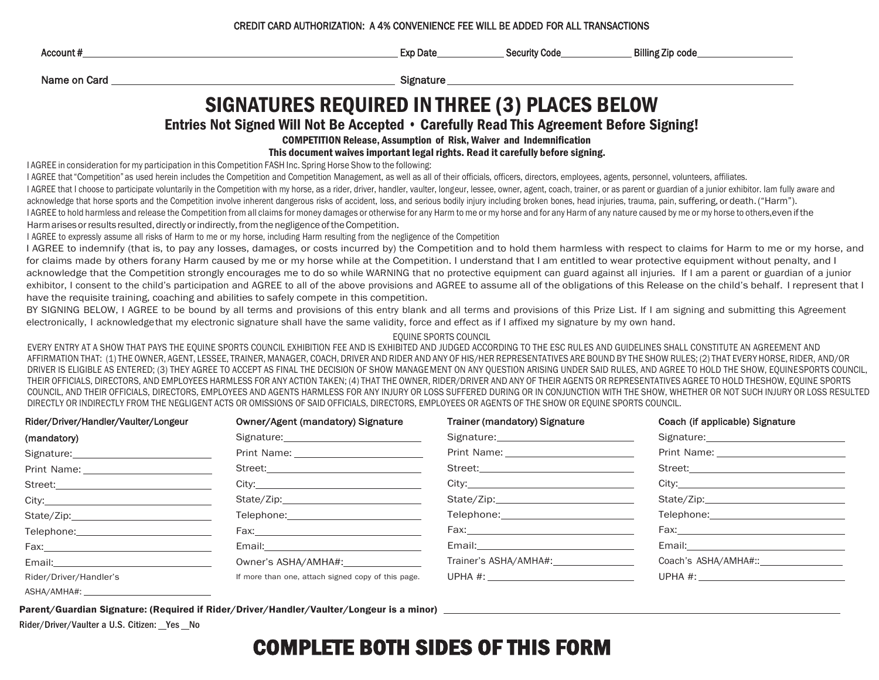CREDIT CARD AUTHORIZATION: A 4% CONVENIENCE FEE WILL BE ADDED FOR ALL TRANSACTIONS

Account #\_\_\_\_\_\_\_\_\_\_\_\_\_\_\_\_\_\_\_\_\_\_\_\_\_\_\_\_\_\_\_\_\_\_\_\_\_\_\_\_ Exp Date\_\_\_\_\_\_\_\_\_\_ Security Code\_\_\_\_\_\_\_\_\_\_ Billing Zip code\_\_\_\_\_\_\_\_\_\_\_\_\_\_

Name on Card \_\_\_\_\_\_\_\_\_\_\_\_\_\_\_\_\_\_\_\_\_\_\_\_\_\_\_\_\_\_\_\_\_\_\_\_\_\_\_\_ Signature \_\_\_\_\_\_\_\_\_\_\_\_\_\_\_\_\_\_\_\_\_\_\_\_\_\_\_\_\_\_\_\_\_\_\_\_\_\_\_\_

# SIGNATURES REQUIRED IN THREE (3) PLACES BELOW

## Entries Not Signed Will Not Be Accepted • Carefully Read This Agreement Before Signing!

**COMPETITION Release, Assumption of Risk, Waiver and Indemnification**

**This document waives important legal rights. Read it carefully before signing.**

I AGREE in consideration for my participation in this Competition FASH Inc. Spring Horse Show to the following:

I AGREE that "Competition" as used herein includes the Competition and Competition Management, as well as all of their officials, officers, directors, employees, agents, personnel, volunteers, affiliates.

I AGREE that I choose to participate voluntarily in the Competition with my horse, as a rider, driver, handler, vaulter, longeur, lessee, owner, agent, coach, trainer, or as parent or guardian of a junior exhibitor. Iam fully aware and acknowledge that horse sports and the Competition involve inherent dangerous risks of accident, loss, and serious bodily injury including broken bones, head injuries, trauma, pain, suffering, or death. ("Harm").

I AGREE to hold harmless and release the Competition from all claims for money damages or otherwise for any Harm to me or my horse and for any Harm of any nature caused by me or my horse to others,even if the Harm arises or results resulted, directly or indirectly, from the negligence of the Competition.

I AGREE to expressly assume all risks of Harm to me or my horse, including Harm resulting from the negligence of the Competition

I AGREE to indemnify (that is, to pay any losses, damages, or costs incurred by) the Competition and to hold them harmless with respect to claims for Harm to me or my horse, and for claims made by others forany Harm caused by me or my horse while at the Competition. I understand that I am entitled to wear protective equipment without penalty, and I acknowledge that the Competition strongly encourages me to do so while WARNING that no protective equipment can guard against all injuries. If I am a parent or guardian of a junior exhibitor, I consent to the child's participation and AGREE to all of the above provisions and AGREE to assume all of the obligations of this Release on the child's behalf. I represent that I have the requisite training, coaching and abilities to safely compete in this competition.

BY SIGNING BELOW, I AGREE to be bound by all terms and provisions of this entry blank and all terms and provisions of this Prize List. If I am signing and submitting this Agreement electronically, I acknowledgethat my electronic signature shall have the same validity, force and effect as if I affixed my signature by my own hand.

EQUINE SPORTS COUNCIL

EVERY ENTRY AT A SHOW THAT PAYS THE EQUINE SPORTS COUNCIL EXHIBITION FEE AND IS EXHIBITED AND JUDGED ACCORDING TO THE ESC RULES AND GUIDELINES SHALL CONSTITUTE AN AGREEMENT AND AFFIRMATION THAT: (1) THE OWNER, AGENT, LESSEE, TRAINER, MANAGER, COACH, DRIVER AND RIDER AND ANY OF HIS/HER REPRESENTATIVES ARE BOUND BY THE SHOW RULES; (2) THAT EVERY HORSE, RIDER, AND/OR DRIVER IS ELIGIBLE AS ENTERED; (3) THEY AGREE TO ACCEPT AS FINAL THE DECISION OF SHOW MANAGEMENT ON ANY QUESTION ARISING UNDER SAID RULES, AND AGREE TO HOLD THE SHOW, EQUINESPORTS COUNCIL, THEIR OFFICIALS, DIRECTORS, AND EMPLOYEES HARMLESS FOR ANY ACTION TAKEN; (4) THAT THE OWNER, RIDER/DRIVER AND ANY OF THEIR AGENTS OR REPRESENTATIVES AGREE TO HOLD THESHOW, EQUINE SPORTS COUNCIL, AND THEIR OFFICIALS, DIRECTORS, EMPLOYEES AND AGENTS HARMLESS FOR ANY INJURY OR LOSS SUFFERED DURING OR IN CONJUNCTION WITH THE SHOW, WHETHER OR NOT SUCH INJURY OR LOSS RESULTED DIRECTLY OR INDIRECTLY FROM THE NEGLIGENT ACTS OR OMISSIONS OF SAID OFFICIALS, DIRECTORS, EMPLOYEES OR AGENTS OF THE SHOW OR EQUINE SPORTS COUNCIL.

| Rider/Driver/Handler/Vaulter/Longeur (mandatory) | Owner/Agent (mandatory) Signature | Trainer (mandatory) Signature | Coach (if applicable) Signature |
|---|---|---|---|
| Signature: | Signature: | Signature: | Signature: |
| Print Name: | Print Name: | Print Name: | Print Name: |
| Street: | Street: | Street: | Street: |
| City: | City: | City: | City: |
| State/Zip: | State/Zip: | State/Zip: | State/Zip: |
| Telephone: | Telephone: | Telephone: | Telephone: |
| Fax: | Fax: | Fax: | Fax: |
| Email: | Email: | Email: | Email: |
| Rider/Driver/Handler's ASHA/AMHA#: | Owner's ASHA/AMHA#: | Trainer's ASHA/AMHA#: | Coach's ASHA/AMHA#:: |
| | If more than one, attach signed copy of this page. | UPHA #: | UPHA #: |

**Parent/Guardian Signature: (Required if Rider/Driver/Handler/Vaulter/Longeur is a minor)** \_\_\_\_\_\_\_\_\_\_\_\_\_\_\_\_\_\_\_\_\_\_\_\_\_\_\_\_\_\_\_\_\_\_\_\_\_\_\_\_

Rider/Driver/Vaulter a U.S. Citizen: \_\_Yes \_\_No

# COMPLETE BOTH SIDES OF THIS FORM